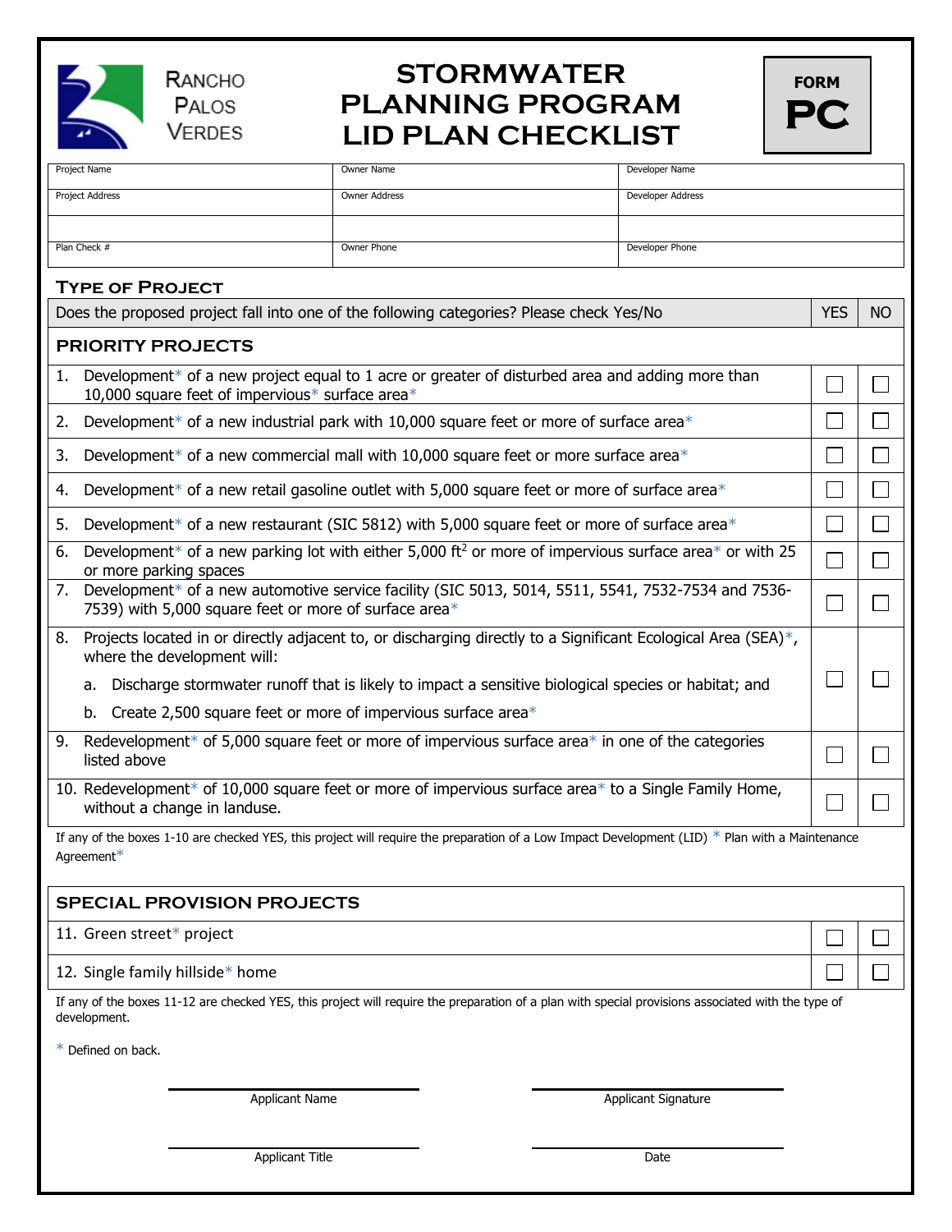Rancho Palos Verdes

# STORMWATER PLANNING PROGRAM LID PLAN CHECKLIST

**FORM PC**

| Project Name | Owner Name | Developer Name |
|---|---|---|
| Project Address | Owner Address | Developer Address |
| | | |
| Plan Check # | Owner Phone | Developer Phone |

## TYPE OF PROJECT

| Does the proposed project fall into one of the following categories? Please check Yes/No | YES | NO |
|---|---|---|
| **PRIORITY PROJECTS** | | |
| 1. Development* of a new project equal to 1 acre or greater of disturbed area and adding more than 10,000 square feet of impervious* surface area* | ☐ | ☐ |
| 2. Development* of a new industrial park with 10,000 square feet or more of surface area* | ☐ | ☐ |
| 3. Development* of a new commercial mall with 10,000 square feet or more surface area* | ☐ | ☐ |
| 4. Development* of a new retail gasoline outlet with 5,000 square feet or more of surface area* | ☐ | ☐ |
| 5. Development* of a new restaurant (SIC 5812) with 5,000 square feet or more of surface area* | ☐ | ☐ |
| 6. Development* of a new parking lot with either 5,000 $ft^2$ or more of impervious surface area* or with 25 or more parking spaces | ☐ | ☐ |
| 7. Development* of a new automotive service facility (SIC 5013, 5014, 5511, 5541, 7532-7534 and 7536-7539) with 5,000 square feet or more of surface area* | ☐ | ☐ |
| 8. Projects located in or directly adjacent to, or discharging directly to a Significant Ecological Area (SEA)*, where the development will: a. Discharge stormwater runoff that is likely to impact a sensitive biological species or habitat; and b. Create 2,500 square feet or more of impervious surface area* | ☐ | ☐ |
| 9. Redevelopment* of 5,000 square feet or more of impervious surface area* in one of the categories listed above | ☐ | ☐ |
| 10. Redevelopment* of 10,000 square feet or more of impervious surface area* to a Single Family Home, without a change in landuse. | ☐ | ☐ |

If any of the boxes 1-10 are checked YES, this project will require the preparation of a Low Impact Development (LID) * Plan with a Maintenance Agreement*

| SPECIAL PROVISION PROJECTS | | |
|---|---|---|
| 11. Green street* project | ☐ | ☐ |
| 12. Single family hillside* home | ☐ | ☐ |

If any of the boxes 11-12 are checked YES, this project will require the preparation of a plan with special provisions associated with the type of development.

\* Defined on back.

Applicant Name

Applicant Signature

Applicant Title

Date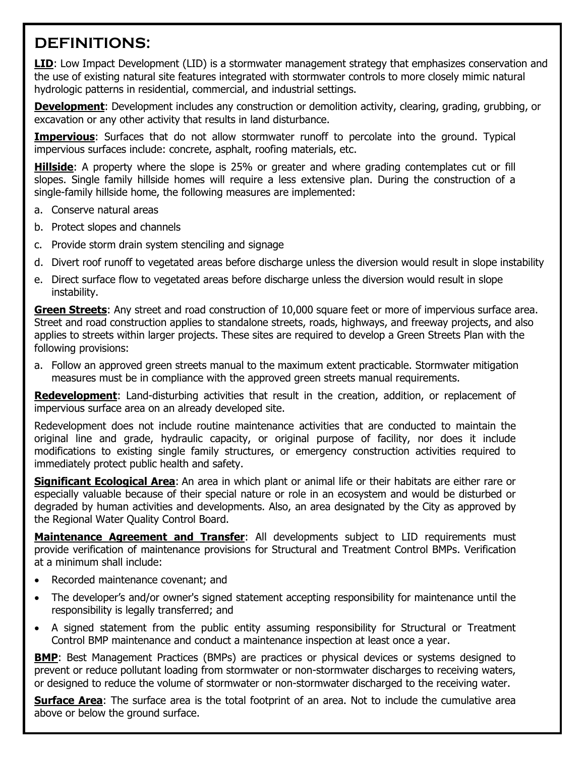# DEFINITIONS:

**LID**: Low Impact Development (LID) is a stormwater management strategy that emphasizes conservation and the use of existing natural site features integrated with stormwater controls to more closely mimic natural hydrologic patterns in residential, commercial, and industrial settings.

**Development**: Development includes any construction or demolition activity, clearing, grading, grubbing, or excavation or any other activity that results in land disturbance.

**Impervious**: Surfaces that do not allow stormwater runoff to percolate into the ground. Typical impervious surfaces include: concrete, asphalt, roofing materials, etc.

**Hillside**: A property where the slope is 25% or greater and where grading contemplates cut or fill slopes. Single family hillside homes will require a less extensive plan. During the construction of a single-family hillside home, the following measures are implemented:

a. Conserve natural areas
b. Protect slopes and channels
c. Provide storm drain system stenciling and signage
d. Divert roof runoff to vegetated areas before discharge unless the diversion would result in slope instability
e. Direct surface flow to vegetated areas before discharge unless the diversion would result in slope instability.

**Green Streets**: Any street and road construction of 10,000 square feet or more of impervious surface area. Street and road construction applies to standalone streets, roads, highways, and freeway projects, and also applies to streets within larger projects. These sites are required to develop a Green Streets Plan with the following provisions:

a. Follow an approved green streets manual to the maximum extent practicable. Stormwater mitigation measures must be in compliance with the approved green streets manual requirements.

**Redevelopment**: Land-disturbing activities that result in the creation, addition, or replacement of impervious surface area on an already developed site.

Redevelopment does not include routine maintenance activities that are conducted to maintain the original line and grade, hydraulic capacity, or original purpose of facility, nor does it include modifications to existing single family structures, or emergency construction activities required to immediately protect public health and safety.

**Significant Ecological Area**: An area in which plant or animal life or their habitats are either rare or especially valuable because of their special nature or role in an ecosystem and would be disturbed or degraded by human activities and developments. Also, an area designated by the City as approved by the Regional Water Quality Control Board.

**Maintenance Agreement and Transfer**: All developments subject to LID requirements must provide verification of maintenance provisions for Structural and Treatment Control BMPs. Verification at a minimum shall include:

- Recorded maintenance covenant; and
- The developer's and/or owner's signed statement accepting responsibility for maintenance until the responsibility is legally transferred; and
- A signed statement from the public entity assuming responsibility for Structural or Treatment Control BMP maintenance and conduct a maintenance inspection at least once a year.

**BMP**: Best Management Practices (BMPs) are practices or physical devices or systems designed to prevent or reduce pollutant loading from stormwater or non-stormwater discharges to receiving waters, or designed to reduce the volume of stormwater or non-stormwater discharged to the receiving water.

**Surface Area**: The surface area is the total footprint of an area. Not to include the cumulative area above or below the ground surface.